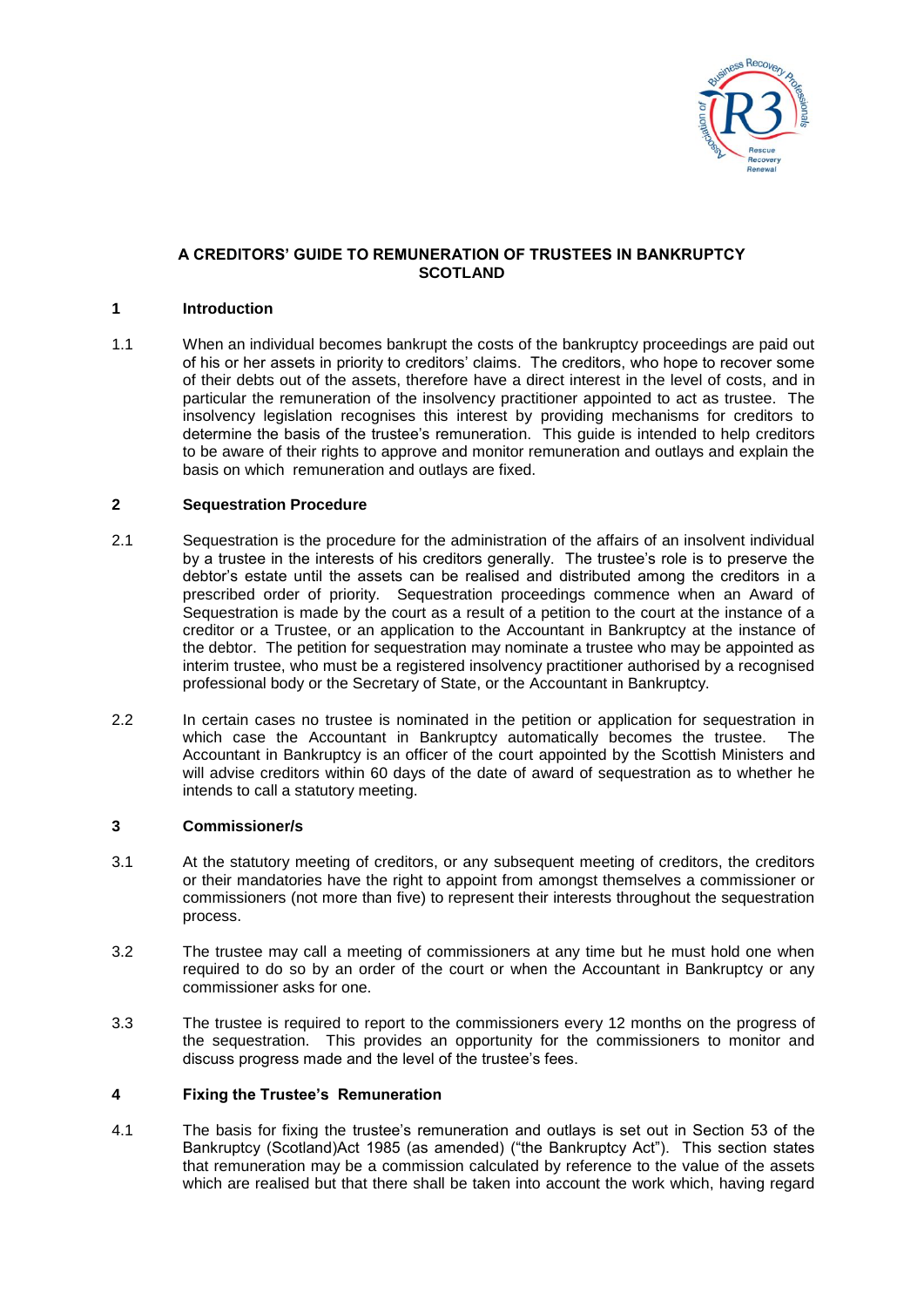# A CREDITORS' GUIDE TO REMUNERATION OF TRUSTEES IN BANKRUPTCY SCOTLAND

## 1 Introduction

1.1 When an individual becomes bankrupt the costs of the bankruptcy proceedings are paid out of his or her assets in priority to creditors' claims. The creditors, who hope to recover some of their debts out of the assets, therefore have a direct interest in the level of costs, and in particular the remuneration of the insolvency practitioner appointed to act as trustee. The insolvency legislation recognises this interest by providing mechanisms for creditors to determine the basis of the trustee's remuneration. This guide is intended to help creditors to be aware of their rights to approve and monitor remuneration and outlays and explain the basis on which remuneration and outlays are fixed.

## 2 Sequestration Procedure

2.1 Sequestration is the procedure for the administration of the affairs of an insolvent individual by a trustee in the interests of his creditors generally. The trustee's role is to preserve the debtor's estate until the assets can be realised and distributed among the creditors in a prescribed order of priority. Sequestration proceedings commence when an Award of Sequestration is made by the court as a result of a petition to the court at the instance of a creditor or a Trustee, or an application to the Accountant in Bankruptcy at the instance of the debtor. The petition for sequestration may nominate a trustee who may be appointed as interim trustee, who must be a registered insolvency practitioner authorised by a recognised professional body or the Secretary of State, or the Accountant in Bankruptcy.

2.2 In certain cases no trustee is nominated in the petition or application for sequestration in which case the Accountant in Bankruptcy automatically becomes the trustee. The Accountant in Bankruptcy is an officer of the court appointed by the Scottish Ministers and will advise creditors within 60 days of the date of award of sequestration as to whether he intends to call a statutory meeting.

## 3 Commissioner/s

3.1 At the statutory meeting of creditors, or any subsequent meeting of creditors, the creditors or their mandatories have the right to appoint from amongst themselves a commissioner or commissioners (not more than five) to represent their interests throughout the sequestration process.

3.2 The trustee may call a meeting of commissioners at any time but he must hold one when required to do so by an order of the court or when the Accountant in Bankruptcy or any commissioner asks for one.

3.3 The trustee is required to report to the commissioners every 12 months on the progress of the sequestration. This provides an opportunity for the commissioners to monitor and discuss progress made and the level of the trustee's fees.

## 4 Fixing the Trustee's Remuneration

4.1 The basis for fixing the trustee's remuneration and outlays is set out in Section 53 of the Bankruptcy (Scotland)Act 1985 (as amended) ("the Bankruptcy Act"). This section states that remuneration may be a commission calculated by reference to the value of the assets which are realised but that there shall be taken into account the work which, having regard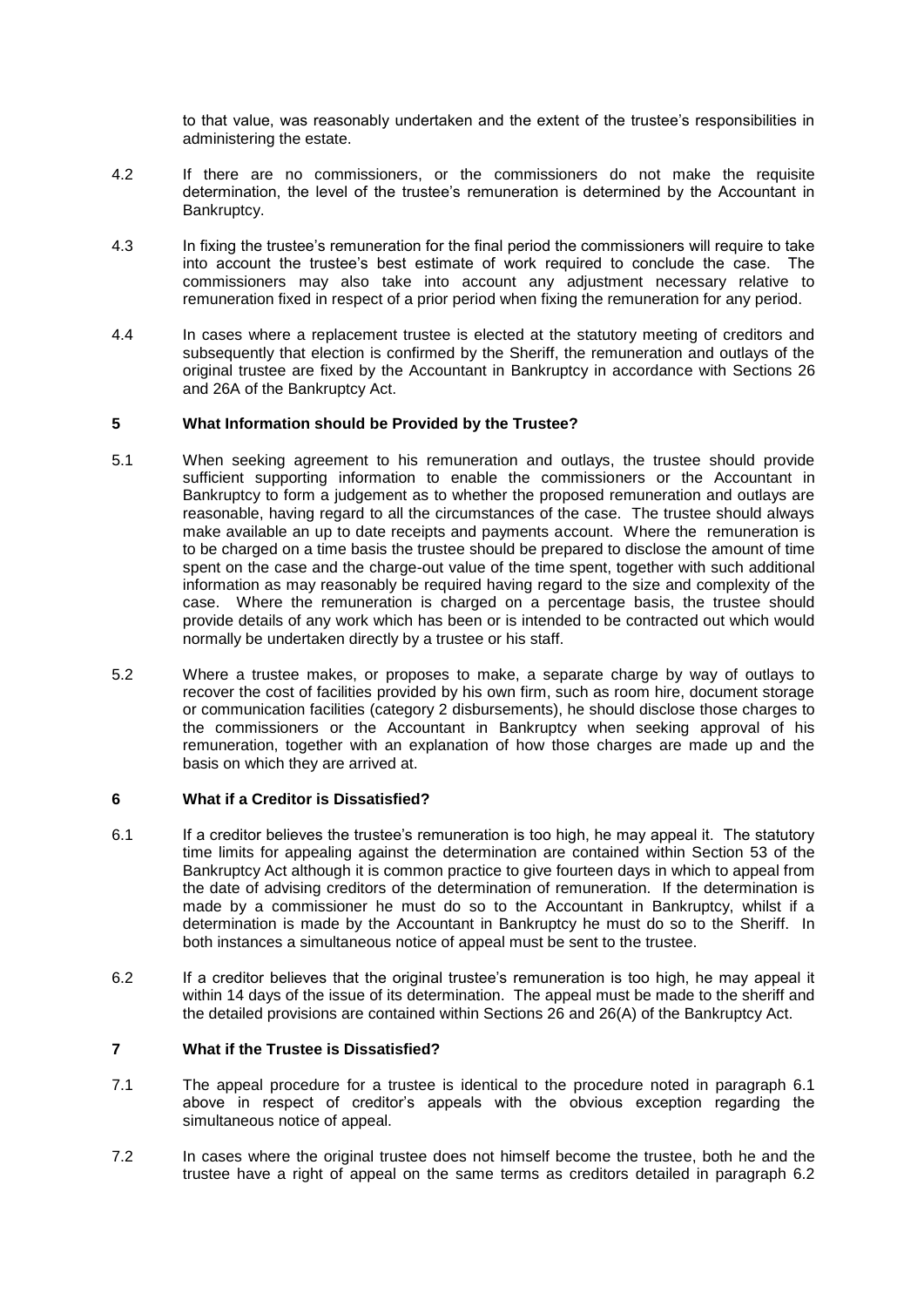to that value, was reasonably undertaken and the extent of the trustee's responsibilities in administering the estate.

4.2 If there are no commissioners, or the commissioners do not make the requisite determination, the level of the trustee's remuneration is determined by the Accountant in Bankruptcy.

4.3 In fixing the trustee's remuneration for the final period the commissioners will require to take into account the trustee's best estimate of work required to conclude the case. The commissioners may also take into account any adjustment necessary relative to remuneration fixed in respect of a prior period when fixing the remuneration for any period.

4.4 In cases where a replacement trustee is elected at the statutory meeting of creditors and subsequently that election is confirmed by the Sheriff, the remuneration and outlays of the original trustee are fixed by the Accountant in Bankruptcy in accordance with Sections 26 and 26A of the Bankruptcy Act.

## 5 What Information should be Provided by the Trustee?

5.1 When seeking agreement to his remuneration and outlays, the trustee should provide sufficient supporting information to enable the commissioners or the Accountant in Bankruptcy to form a judgement as to whether the proposed remuneration and outlays are reasonable, having regard to all the circumstances of the case. The trustee should always make available an up to date receipts and payments account. Where the remuneration is to be charged on a time basis the trustee should be prepared to disclose the amount of time spent on the case and the charge-out value of the time spent, together with such additional information as may reasonably be required having regard to the size and complexity of the case. Where the remuneration is charged on a percentage basis, the trustee should provide details of any work which has been or is intended to be contracted out which would normally be undertaken directly by a trustee or his staff.

5.2 Where a trustee makes, or proposes to make, a separate charge by way of outlays to recover the cost of facilities provided by his own firm, such as room hire, document storage or communication facilities (category 2 disbursements), he should disclose those charges to the commissioners or the Accountant in Bankruptcy when seeking approval of his remuneration, together with an explanation of how those charges are made up and the basis on which they are arrived at.

## 6 What if a Creditor is Dissatisfied?

6.1 If a creditor believes the trustee's remuneration is too high, he may appeal it. The statutory time limits for appealing against the determination are contained within Section 53 of the Bankruptcy Act although it is common practice to give fourteen days in which to appeal from the date of advising creditors of the determination of remuneration. If the determination is made by a commissioner he must do so to the Accountant in Bankruptcy, whilst if a determination is made by the Accountant in Bankruptcy he must do so to the Sheriff. In both instances a simultaneous notice of appeal must be sent to the trustee.

6.2 If a creditor believes that the original trustee's remuneration is too high, he may appeal it within 14 days of the issue of its determination. The appeal must be made to the sheriff and the detailed provisions are contained within Sections 26 and 26(A) of the Bankruptcy Act.

## 7 What if the Trustee is Dissatisfied?

7.1 The appeal procedure for a trustee is identical to the procedure noted in paragraph 6.1 above in respect of creditor's appeals with the obvious exception regarding the simultaneous notice of appeal.

7.2 In cases where the original trustee does not himself become the trustee, both he and the trustee have a right of appeal on the same terms as creditors detailed in paragraph 6.2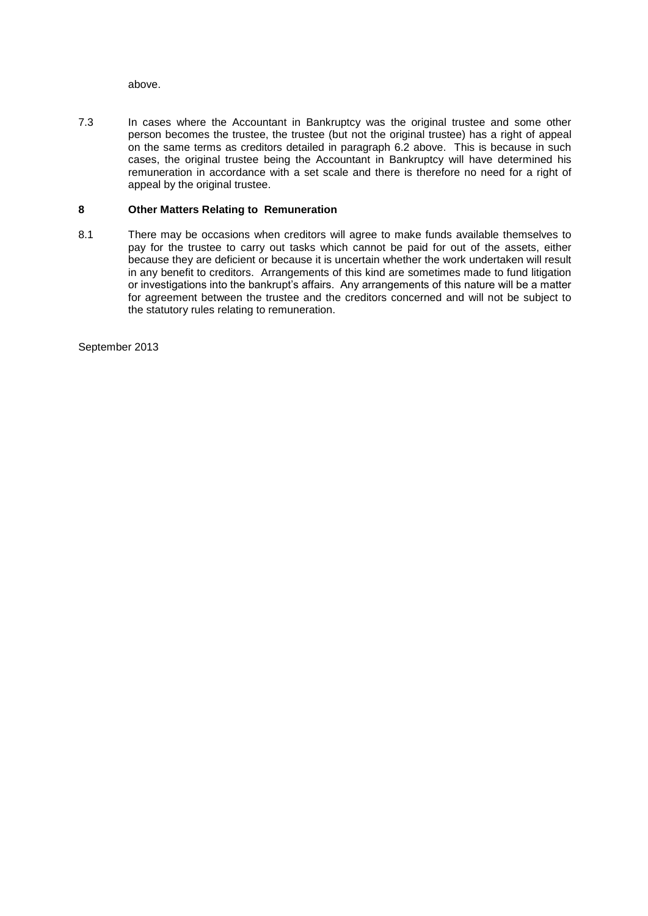above.

7.3 In cases where the Accountant in Bankruptcy was the original trustee and some other person becomes the trustee, the trustee (but not the original trustee) has a right of appeal on the same terms as creditors detailed in paragraph 6.2 above. This is because in such cases, the original trustee being the Accountant in Bankruptcy will have determined his remuneration in accordance with a set scale and there is therefore no need for a right of appeal by the original trustee.

## 8 Other Matters Relating to Remuneration

8.1 There may be occasions when creditors will agree to make funds available themselves to pay for the trustee to carry out tasks which cannot be paid for out of the assets, either because they are deficient or because it is uncertain whether the work undertaken will result in any benefit to creditors. Arrangements of this kind are sometimes made to fund litigation or investigations into the bankrupt's affairs. Any arrangements of this nature will be a matter for agreement between the trustee and the creditors concerned and will not be subject to the statutory rules relating to remuneration.

September 2013